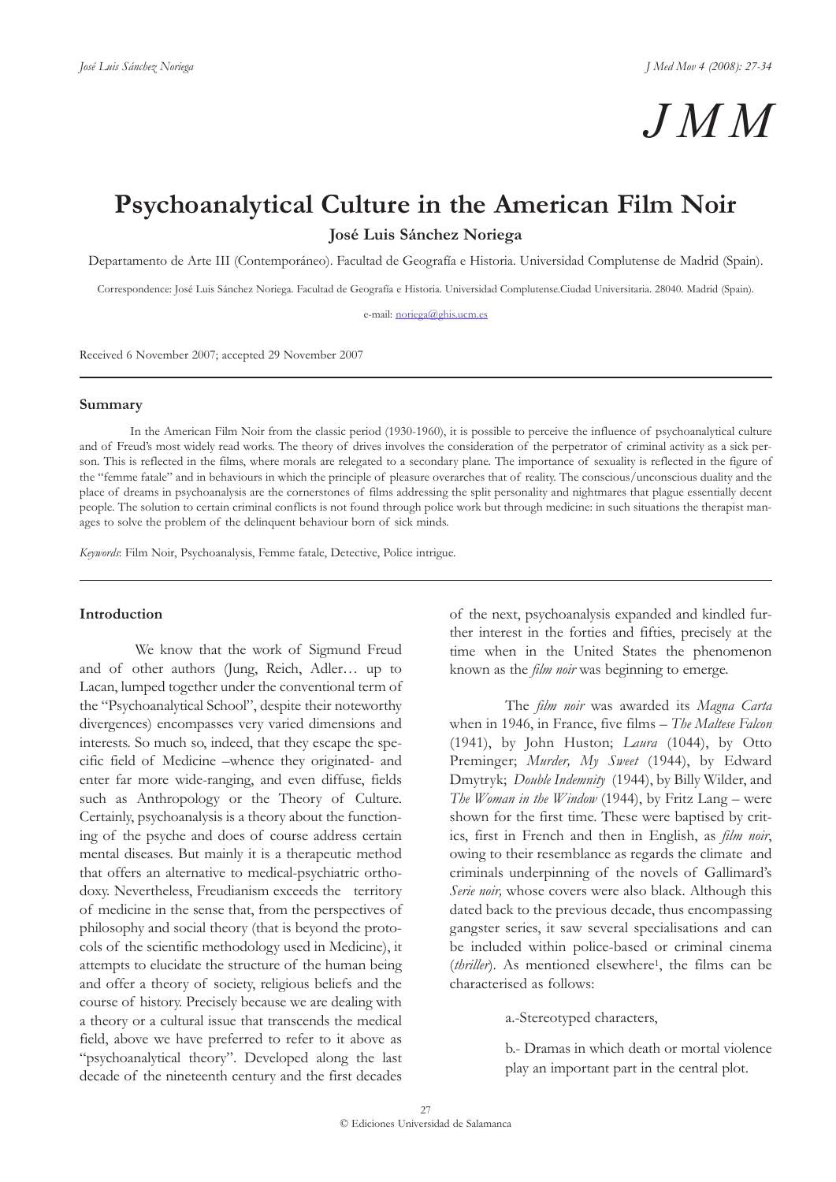# Psychoanalytical Culture in the American Film Noir

**José Luis Sánchez Noriega**

Departamento de Arte III (Contemporáneo). Facultad de Geografía e Historia. Universidad Complutense de Madrid (Spain).

Correspondence: José Luis Sánchez Noriega. Facultad de Geografía e Historia. Universidad Complutense.Ciudad Universitaria. 28040. Madrid (Spain).

e-mail: noriega@ghis.ucm.es

Received 6 November 2007; accepted 29 November 2007

## Summary

In the American Film Noir from the classic period (1930-1960), it is possible to perceive the influence of psychoanalytical culture and of Freud's most widely read works. The theory of drives involves the consideration of the perpetrator of criminal activity as a sick person. This is reflected in the films, where morals are relegated to a secondary plane. The importance of sexuality is reflected in the figure of the "femme fatale" and in behaviours in which the principle of pleasure overarches that of reality. The conscious/unconscious duality and the place of dreams in psychoanalysis are the cornerstones of films addressing the split personality and nightmares that plague essentially decent people. The solution to certain criminal conflicts is not found through police work but through medicine: in such situations the therapist manages to solve the problem of the delinquent behaviour born of sick minds.

*Keywords*: Film Noir, Psychoanalysis, Femme fatale, Detective, Police intrigue.

## Introduction

We know that the work of Sigmund Freud and of other authors (Jung, Reich, Adler… up to Lacan, lumped together under the conventional term of the "Psychoanalytical School", despite their noteworthy divergences) encompasses very varied dimensions and interests. So much so, indeed, that they escape the specific field of Medicine –whence they originated- and enter far more wide-ranging, and even diffuse, fields such as Anthropology or the Theory of Culture. Certainly, psychoanalysis is a theory about the functioning of the psyche and does of course address certain mental diseases. But mainly it is a therapeutic method that offers an alternative to medical-psychiatric orthodoxy. Nevertheless, Freudianism exceeds the territory of medicine in the sense that, from the perspectives of philosophy and social theory (that is beyond the protocols of the scientific methodology used in Medicine), it attempts to elucidate the structure of the human being and offer a theory of society, religious beliefs and the course of history. Precisely because we are dealing with a theory or a cultural issue that transcends the medical field, above we have preferred to refer to it above as "psychoanalytical theory". Developed along the last decade of the nineteenth century and the first decades of the next, psychoanalysis expanded and kindled further interest in the forties and fifties, precisely at the time when in the United States the phenomenon known as the *film noir* was beginning to emerge.

The *film noir* was awarded its *Magna Carta* when in 1946, in France, five films – *The Maltese Falcon* (1941), by John Huston; *Laura* (1044), by Otto Preminger; *Murder, My Sweet* (1944), by Edward Dmytryk; *Double Indemnity* (1944), by Billy Wilder, and *The Woman in the Window* (1944), by Fritz Lang – were shown for the first time. These were baptised by critics, first in French and then in English, as *film noir*, owing to their resemblance as regards the climate and criminals underpinning of the novels of Gallimard's *Serie noir,* whose covers were also black. Although this dated back to the previous decade, thus encompassing gangster series, it saw several specialisations and can be included within police-based or criminal cinema (*thriller*). As mentioned elsewhere[1], the films can be characterised as follows:

a.-Stereotyped characters,

b.- Dramas in which death or mortal violence play an important part in the central plot.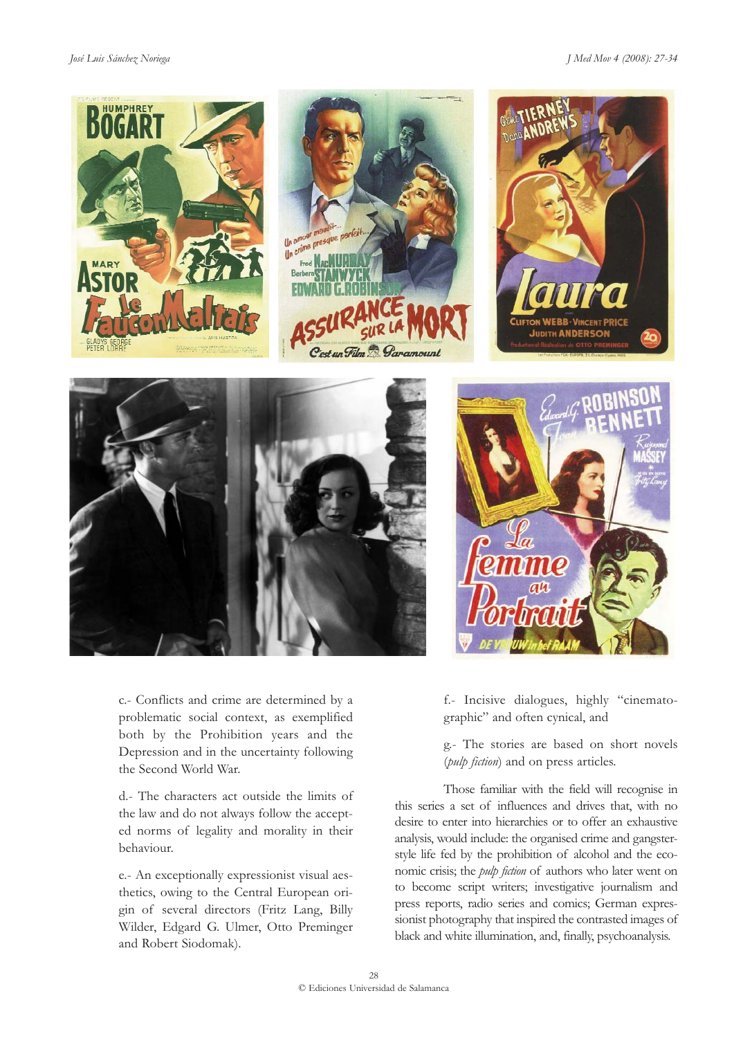c.- Conflicts and crime are determined by a problematic social context, as exemplified both by the Prohibition years and the Depression and in the uncertainty following the Second World War.

d.- The characters act outside the limits of the law and do not always follow the accepted norms of legality and morality in their behaviour.

e.- An exceptionally expressionist visual aesthetics, owing to the Central European origin of several directors (Fritz Lang, Billy Wilder, Edgard G. Ulmer, Otto Preminger and Robert Siodomak).

f.- Incisive dialogues, highly "cinematographic" and often cynical, and

g.- The stories are based on short novels (*pulp fiction*) and on press articles.

Those familiar with the field will recognise in this series a set of influences and drives that, with no desire to enter into hierarchies or to offer an exhaustive analysis, would include: the organised crime and gangster-style life fed by the prohibition of alcohol and the economic crisis; the *pulp fiction* of authors who later went on to become script writers; investigative journalism and press reports, radio series and comics; German expressionist photography that inspired the contrasted images of black and white illumination, and, finally, psychoanalysis.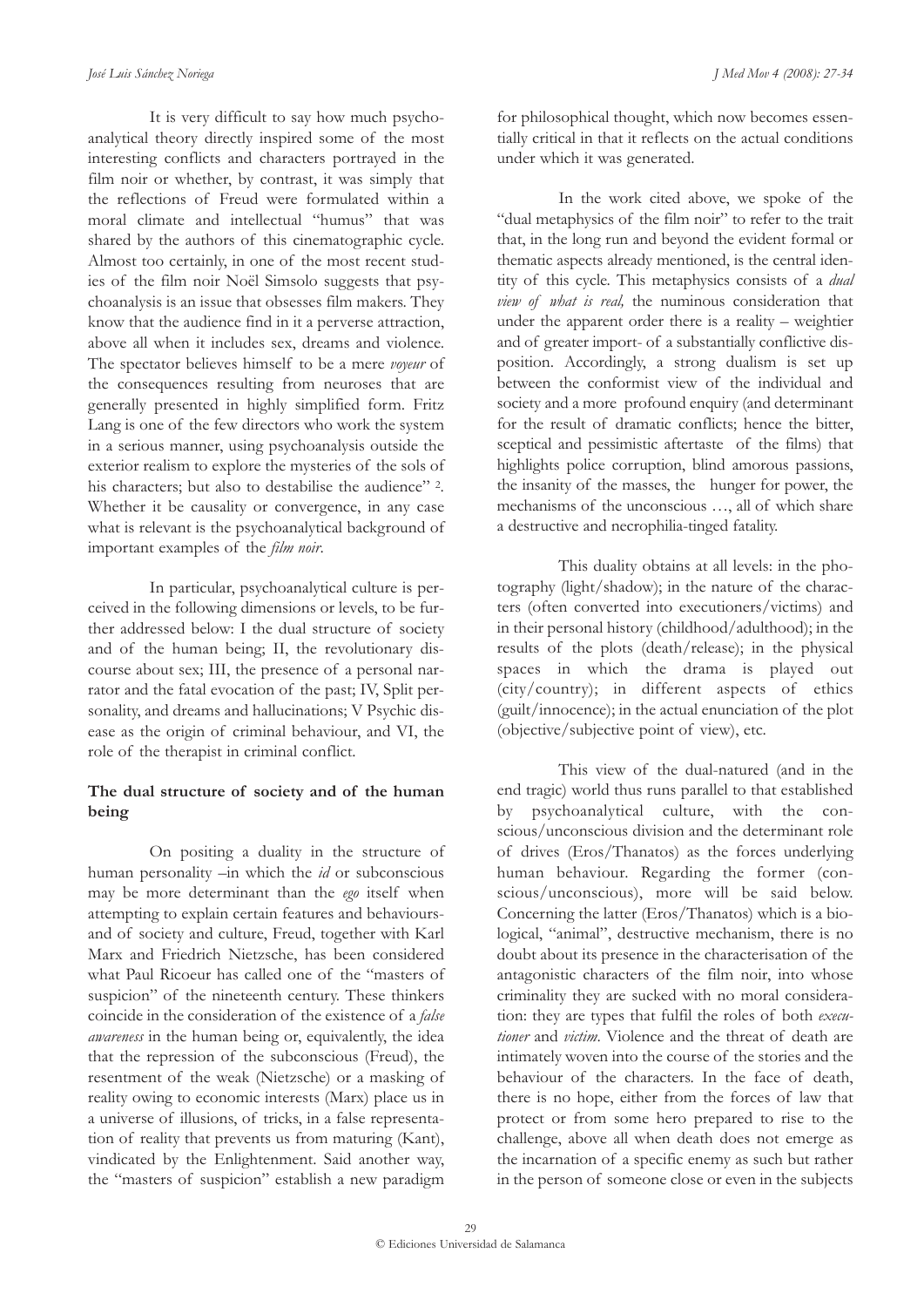It is very difficult to say how much psychoanalytical theory directly inspired some of the most interesting conflicts and characters portrayed in the film noir or whether, by contrast, it was simply that the reflections of Freud were formulated within a moral climate and intellectual "humus" that was shared by the authors of this cinematographic cycle. Almost too certainly, in one of the most recent studies of the film noir Noël Simsolo suggests that psychoanalysis is an issue that obsesses film makers. They know that the audience find in it a perverse attraction, above all when it includes sex, dreams and violence. The spectator believes himself to be a mere *voyeur* of the consequences resulting from neuroses that are generally presented in highly simplified form. Fritz Lang is one of the few directors who work the system in a serious manner, using psychoanalysis outside the exterior realism to explore the mysteries of the sols of his characters; but also to destabilise the audience" [2]. Whether it be causality or convergence, in any case what is relevant is the psychoanalytical background of important examples of the *film noir*.

In particular, psychoanalytical culture is perceived in the following dimensions or levels, to be further addressed below: I the dual structure of society and of the human being; II, the revolutionary discourse about sex; III, the presence of a personal narrator and the fatal evocation of the past; IV, Split personality, and dreams and hallucinations; V Psychic disease as the origin of criminal behaviour, and VI, the role of the therapist in criminal conflict.

## The dual structure of society and of the human being

On positing a duality in the structure of human personality –in which the *id* or subconscious may be more determinant than the *ego* itself when attempting to explain certain features and behaviours-and of society and culture, Freud, together with Karl Marx and Friedrich Nietzsche, has been considered what Paul Ricoeur has called one of the "masters of suspicion" of the nineteenth century. These thinkers coincide in the consideration of the existence of a *false awareness* in the human being or, equivalently, the idea that the repression of the subconscious (Freud), the resentment of the weak (Nietzsche) or a masking of reality owing to economic interests (Marx) place us in a universe of illusions, of tricks, in a false representation of reality that prevents us from maturing (Kant), vindicated by the Enlightenment. Said another way, the "masters of suspicion" establish a new paradigm for philosophical thought, which now becomes essentially critical in that it reflects on the actual conditions under which it was generated.

In the work cited above, we spoke of the "dual metaphysics of the film noir" to refer to the trait that, in the long run and beyond the evident formal or thematic aspects already mentioned, is the central identity of this cycle. This metaphysics consists of a *dual view of what is real,* the numinous consideration that under the apparent order there is a reality – weightier and of greater import- of a substantially conflictive disposition. Accordingly, a strong dualism is set up between the conformist view of the individual and society and a more profound enquiry (and determinant for the result of dramatic conflicts; hence the bitter, sceptical and pessimistic aftertaste of the films) that highlights police corruption, blind amorous passions, the insanity of the masses, the hunger for power, the mechanisms of the unconscious …, all of which share a destructive and necrophilia-tinged fatality.

This duality obtains at all levels: in the photography (light/shadow); in the nature of the characters (often converted into executioners/victims) and in their personal history (childhood/adulthood); in the results of the plots (death/release); in the physical spaces in which the drama is played out (city/country); in different aspects of ethics (guilt/innocence); in the actual enunciation of the plot (objective/subjective point of view), etc.

This view of the dual-natured (and in the end tragic) world thus runs parallel to that established by psychoanalytical culture, with the conscious/unconscious division and the determinant role of drives (Eros/Thanatos) as the forces underlying human behaviour. Regarding the former (conscious/unconscious), more will be said below. Concerning the latter (Eros/Thanatos) which is a biological, "animal", destructive mechanism, there is no doubt about its presence in the characterisation of the antagonistic characters of the film noir, into whose criminality they are sucked with no moral consideration: they are types that fulfil the roles of both *executioner* and *victim*. Violence and the threat of death are intimately woven into the course of the stories and the behaviour of the characters. In the face of death, there is no hope, either from the forces of law that protect or from some hero prepared to rise to the challenge, above all when death does not emerge as the incarnation of a specific enemy as such but rather in the person of someone close or even in the subjects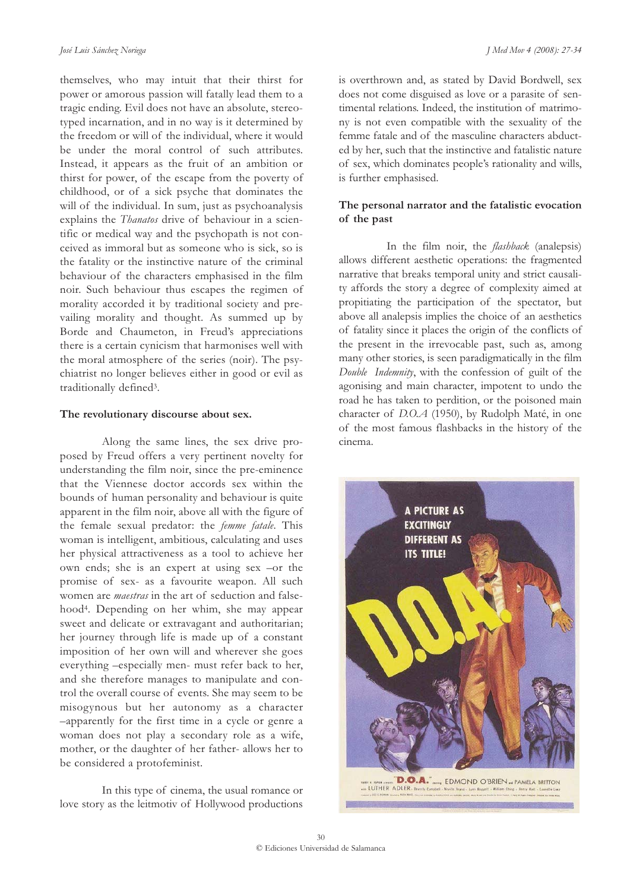themselves, who may intuit that their thirst for power or amorous passion will fatally lead them to a tragic ending. Evil does not have an absolute, stereotyped incarnation, and in no way is it determined by the freedom or will of the individual, where it would be under the moral control of such attributes. Instead, it appears as the fruit of an ambition or thirst for power, of the escape from the poverty of childhood, or of a sick psyche that dominates the will of the individual. In sum, just as psychoanalysis explains the *Thanatos* drive of behaviour in a scientific or medical way and the psychopath is not conceived as immoral but as someone who is sick, so is the fatality or the instinctive nature of the criminal behaviour of the characters emphasised in the film noir. Such behaviour thus escapes the regimen of morality accorded it by traditional society and prevailing morality and thought. As summed up by Borde and Chaumeton, in Freud's appreciations there is a certain cynicism that harmonises well with the moral atmosphere of the series (noir). The psychiatrist no longer believes either in good or evil as traditionally defined[3].

**The revolutionary discourse about sex.**

Along the same lines, the sex drive proposed by Freud offers a very pertinent novelty for understanding the film noir, since the pre-eminence that the Viennese doctor accords sex within the bounds of human personality and behaviour is quite apparent in the film noir, above all with the figure of the female sexual predator: the *femme fatale*. This woman is intelligent, ambitious, calculating and uses her physical attractiveness as a tool to achieve her own ends; she is an expert at using sex –or the promise of sex- as a favourite weapon. All such women are *maestras* in the art of seduction and falsehood[4]. Depending on her whim, she may appear sweet and delicate or extravagant and authoritarian; her journey through life is made up of a constant imposition of her own will and wherever she goes everything –especially men- must refer back to her, and she therefore manages to manipulate and control the overall course of events. She may seem to be misogynous but her autonomy as a character –apparently for the first time in a cycle or genre a woman does not play a secondary role as a wife, mother, or the daughter of her father- allows her to be considered a protofeminist.

In this type of cinema, the usual romance or love story as the leitmotiv of Hollywood productions is overthrown and, as stated by David Bordwell, sex does not come disguised as love or a parasite of sentimental relations. Indeed, the institution of matrimony is not even compatible with the sexuality of the femme fatale and of the masculine characters abducted by her, such that the instinctive and fatalistic nature of sex, which dominates people's rationality and wills, is further emphasised.

**The personal narrator and the fatalistic evocation of the past**

In the film noir, the *flashback* (analepsis) allows different aesthetic operations: the fragmented narrative that breaks temporal unity and strict causality affords the story a degree of complexity aimed at propitiating the participation of the spectator, but above all analepsis implies the choice of an aesthetics of fatality since it places the origin of the conflicts of the present in the irrevocable past, such as, among many other stories, is seen paradigmatically in the film *Double Indemnity*, with the confession of guilt of the agonising and main character, impotent to undo the road he has taken to perdition, or the poisoned main character of *D.O.A* (1950), by Rudolph Maté, in one of the most famous flashbacks in the history of the cinema.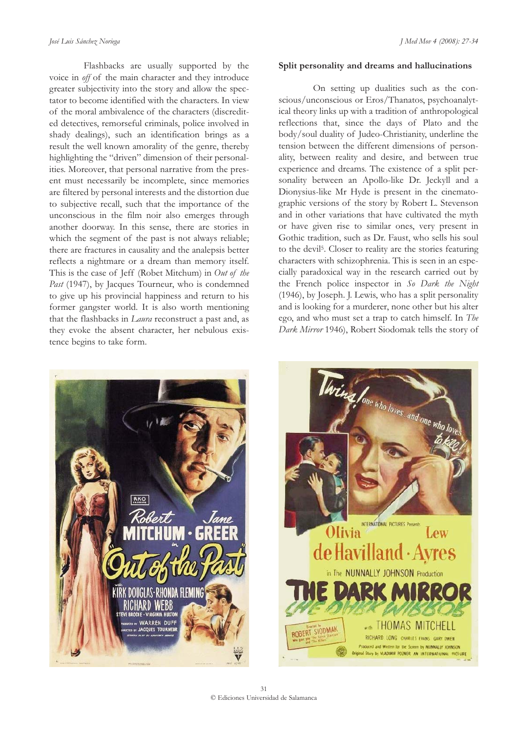Flashbacks are usually supported by the voice in *off* of the main character and they introduce greater subjectivity into the story and allow the spectator to become identified with the characters. In view of the moral ambivalence of the characters (discredited detectives, remorseful criminals, police involved in shady dealings), such an identification brings as a result the well known amorality of the genre, thereby highlighting the "driven" dimension of their personalities. Moreover, that personal narrative from the present must necessarily be incomplete, since memories are filtered by personal interests and the distortion due to subjective recall, such that the importance of the unconscious in the film noir also emerges through another doorway. In this sense, there are stories in which the segment of the past is not always reliable; there are fractures in causality and the analepsis better reflects a nightmare or a dream than memory itself. This is the case of Jeff (Robet Mitchum) in *Out of the Past* (1947), by Jacques Tourneur, who is condemned to give up his provincial happiness and return to his former gangster world. It is also worth mentioning that the flashbacks in *Laura* reconstruct a past and, as they evoke the absent character, her nebulous existence begins to take form.

**Split personality and dreams and hallucinations**

On setting up dualities such as the conscious/unconscious or Eros/Thanatos, psychoanalytical theory links up with a tradition of anthropological reflections that, since the days of Plato and the body/soul duality of Judeo-Christianity, underline the tension between the different dimensions of personality, between reality and desire, and between true experience and dreams. The existence of a split personality between an Apollo-like Dr. Jeckyll and a Dionysius-like Mr Hyde is present in the cinematographic versions of the story by Robert L. Stevenson and in other variations that have cultivated the myth or have given rise to similar ones, very present in Gothic tradition, such as Dr. Faust, who sells his soul to the devil[5]. Closer to reality are the stories featuring characters with schizophrenia. This is seen in an especially paradoxical way in the research carried out by the French police inspector in *So Dark the Night* (1946), by Joseph. J. Lewis, who has a split personality and is looking for a murderer, none other but his alter ego, and who must set a trap to catch himself. In *The Dark Mirror* 1946), Robert Siodomak tells the story of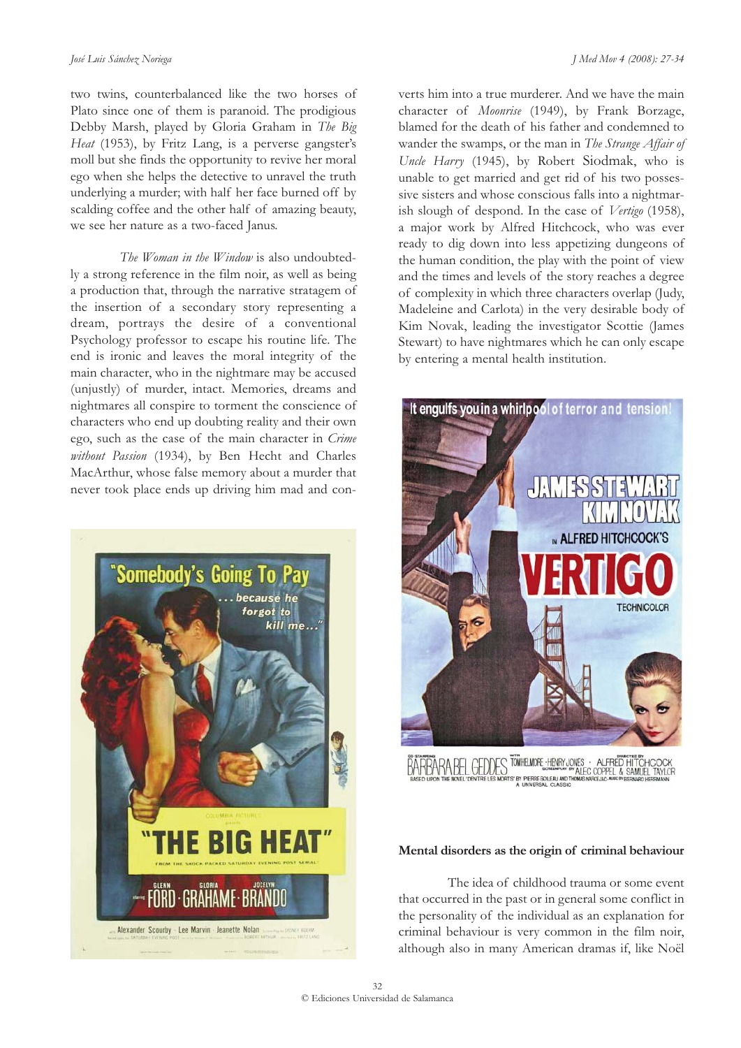two twins, counterbalanced like the two horses of Plato since one of them is paranoid. The prodigious Debby Marsh, played by Gloria Graham in *The Big Heat* (1953), by Fritz Lang, is a perverse gangster's moll but she finds the opportunity to revive her moral ego when she helps the detective to unravel the truth underlying a murder; with half her face burned off by scalding coffee and the other half of amazing beauty, we see her nature as a two-faced Janus.

*The Woman in the Window* is also undoubtedly a strong reference in the film noir, as well as being a production that, through the narrative stratagem of the insertion of a secondary story representing a dream, portrays the desire of a conventional Psychology professor to escape his routine life. The end is ironic and leaves the moral integrity of the main character, who in the nightmare may be accused (unjustly) of murder, intact. Memories, dreams and nightmares all conspire to torment the conscience of characters who end up doubting reality and their own ego, such as the case of the main character in *Crime without Passion* (1934), by Ben Hecht and Charles MacArthur, whose false memory about a murder that never took place ends up driving him mad and converts him into a true murderer. And we have the main character of *Moonrise* (1949), by Frank Borzage, blamed for the death of his father and condemned to wander the swamps, or the man in *The Strange Affair of Uncle Harry* (1945), by Robert Siodmak, who is unable to get married and get rid of his two possessive sisters and whose conscious falls into a nightmarish slough of despond. In the case of *Vertigo* (1958), a major work by Alfred Hitchcock, who was ever ready to dig down into less appetizing dungeons of the human condition, the play with the point of view and the times and levels of the story reaches a degree of complexity in which three characters overlap (Judy, Madeleine and Carlota) in the very desirable body of Kim Novak, leading the investigator Scottie (James Stewart) to have nightmares which he can only escape by entering a mental health institution.

**Mental disorders as the origin of criminal behaviour**

The idea of childhood trauma or some event that occurred in the past or in general some conflict in the personality of the individual as an explanation for criminal behaviour is very common in the film noir, although also in many American dramas if, like Noël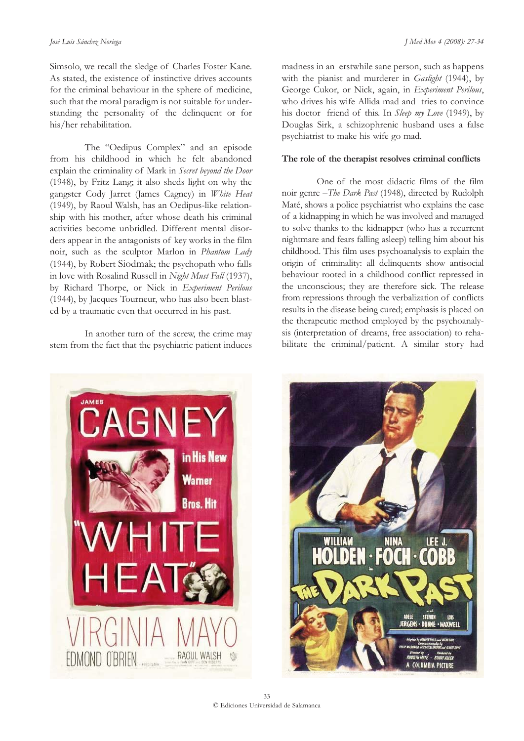Simsolo, we recall the sledge of Charles Foster Kane. As stated, the existence of instinctive drives accounts for the criminal behaviour in the sphere of medicine, such that the moral paradigm is not suitable for understanding the personality of the delinquent or for his/her rehabilitation.

The "Oedipus Complex" and an episode from his childhood in which he felt abandoned explain the criminality of Mark in *Secret beyond the Door* (1948), by Fritz Lang; it also sheds light on why the gangster Cody Jarret (James Cagney) in *White Heat* (1949), by Raoul Walsh, has an Oedipus-like relationship with his mother, after whose death his criminal activities become unbridled. Different mental disorders appear in the antagonists of key works in the film noir, such as the sculptor Marlon in *Phantom Lady* (1944), by Robert Siodmak; the psychopath who falls in love with Rosalind Russell in *Night Must Fall* (1937), by Richard Thorpe, or Nick in *Experiment Perilous* (1944), by Jacques Tourneur, who has also been blasted by a traumatic even that occurred in his past.

In another turn of the screw, the crime may stem from the fact that the psychiatric patient induces madness in an erstwhile sane person, such as happens with the pianist and murderer in *Gaslight* (1944), by George Cukor, or Nick, again, in *Experiment Perilous*, who drives his wife Allida mad and tries to convince his doctor friend of this. In *Sleep my Love* (1949), by Douglas Sirk, a schizophrenic husband uses a false psychiatrist to make his wife go mad.

**The role of the therapist resolves criminal conflicts**

One of the most didactic films of the film noir genre –*The Dark Past* (1948), directed by Rudolph Maté, shows a police psychiatrist who explains the case of a kidnapping in which he was involved and managed to solve thanks to the kidnapper (who has a recurrent nightmare and fears falling asleep) telling him about his childhood. This film uses psychoanalysis to explain the origin of criminality: all delinquents show antisocial behaviour rooted in a childhood conflict repressed in the unconscious; they are therefore sick. The release from repressions through the verbalization of conflicts results in the disease being cured; emphasis is placed on the therapeutic method employed by the psychoanalysis (interpretation of dreams, free association) to rehabilitate the criminal/patient. A similar story had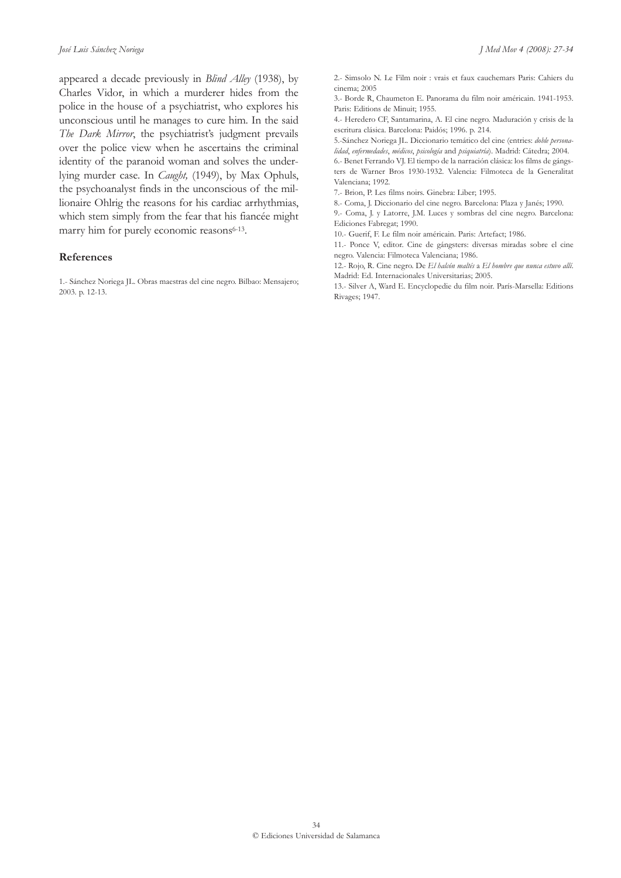appeared a decade previously in *Blind Alley* (1938), by Charles Vidor, in which a murderer hides from the police in the house of a psychiatrist, who explores his unconscious until he manages to cure him. In the said *The Dark Mirror*, the psychiatrist's judgment prevails over the police view when he ascertains the criminal identity of the paranoid woman and solves the underlying murder case. In *Caught,* (1949), by Max Ophuls, the psychoanalyst finds in the unconscious of the millionaire Ohlrig the reasons for his cardiac arrhythmias, which stem simply from the fear that his fiancée might marry him for purely economic reasons[6-13].

## References

1.- Sánchez Noriega JL. Obras maestras del cine negro. Bilbao: Mensajero; 2003. p. 12-13.

2.- Simsolo N. Le Film noir : vrais et faux cauchemars Paris: Cahiers du cinema; 2005

3.- Borde R, Chaumeton E. Panorama du film noir américain. 1941-1953. Paris: Editions de Minuit; 1955.

4.- Heredero CF, Santamarina, A. El cine negro. Maduración y crisis de la escritura clásica. Barcelona: Paidós; 1996. p. 214.

5.-Sánchez Noriega JL. Diccionario temático del cine (entries: *doble personalidad*, *enfermedades*, *médicos*, *psicología* and *psiquiatría*). Madrid: Cátedra; 2004.

6.- Benet Ferrando VJ. El tiempo de la narración clásica: los films de gángsters de Warner Bros 1930-1932. Valencia: Filmoteca de la Generalitat Valenciana; 1992.

7.- Brion, P. Les films noirs. Ginebra: Liber; 1995.

8.- Coma, J. Diccionario del cine negro. Barcelona: Plaza y Janés; 1990.

9.- Coma, J. y Latorre, J.M. Luces y sombras del cine negro. Barcelona: Ediciones Fabregat; 1990.

10.- Guerif, F. Le film noir américain. Paris: Artefact; 1986.

11.- Ponce V, editor. Cine de gángsters: diversas miradas sobre el cine negro. Valencia: Filmoteca Valenciana; 1986.

12.- Rojo, R. Cine negro. De *El balcón maltés* a *El hombre que nunca estuvo allí*. Madrid: Ed. Internacionales Universitarias; 2005.

13.- Silver A, Ward E. Encyclopedie du film noir. París-Marsella: Editions Rivages; 1947.

© Ediciones Universidad de Salamanca